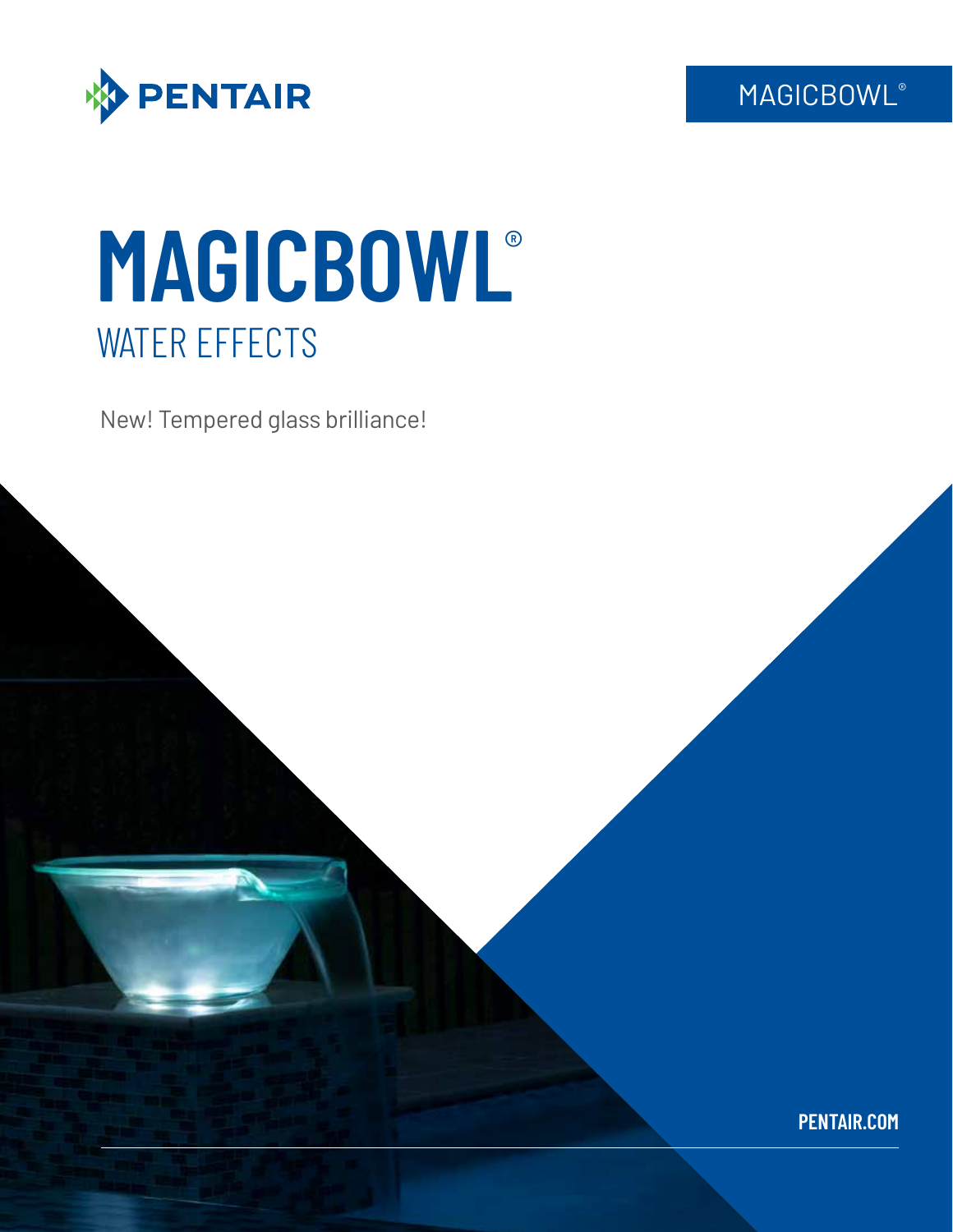PENTAIR

MAGICBOWL®

# MAGICBOWL®

## WATER EFFECTS

New! Tempered glass brilliance!

PENTAIR.COM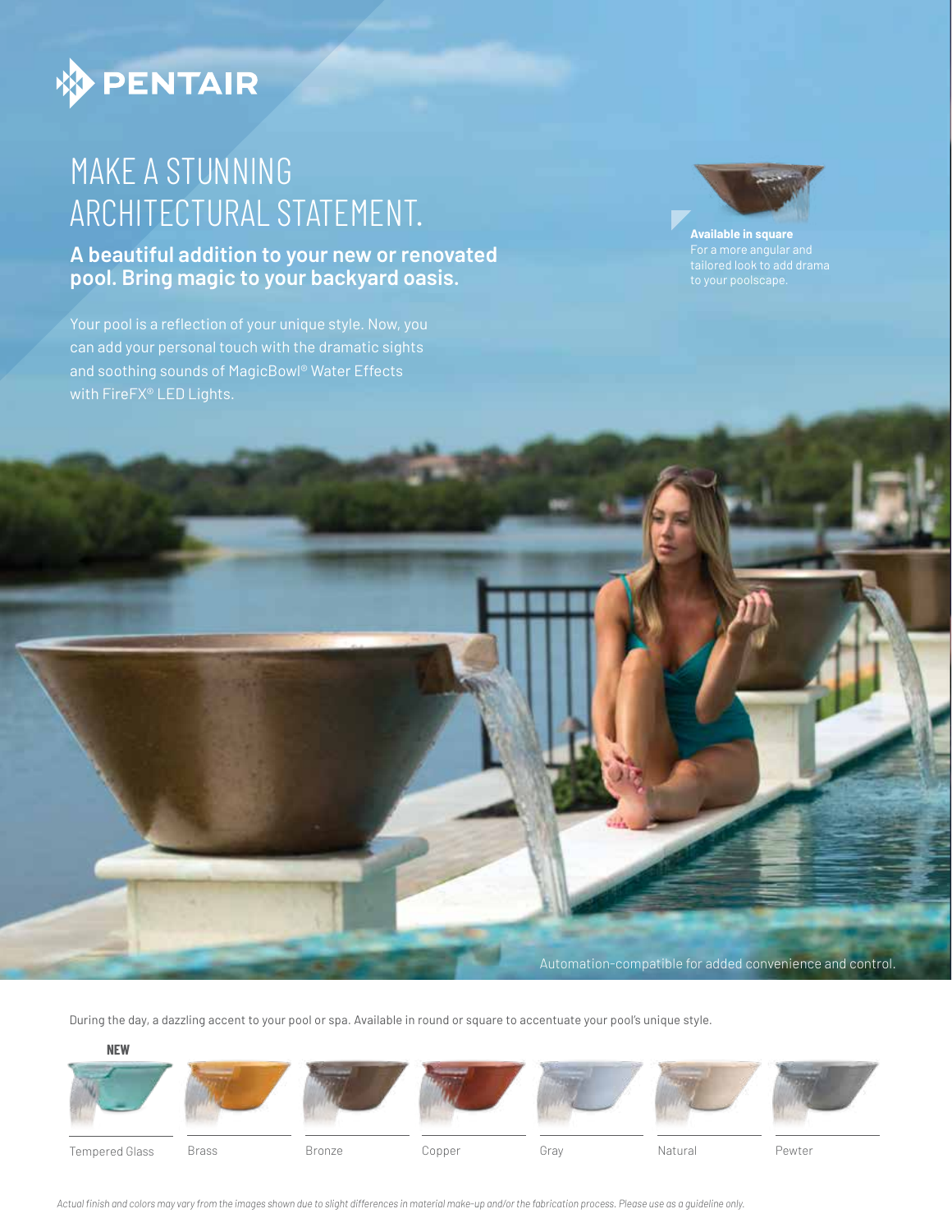PENTAIR

# MAKE A STUNNING ARCHITECTURAL STATEMENT.

## A beautiful addition to your new or renovated pool. Bring magic to your backyard oasis.

Your pool is a reflection of your unique style. Now, you can add your personal touch with the dramatic sights and soothing sounds of MagicBowl® Water Effects with FireFX® LED Lights.

**Available in square**
For a more angular and tailored look to add drama to your poolscape.

Automation-compatible for added convenience and control.

During the day, a dazzling accent to your pool or spa. Available in round or square to accentuate your pool's unique style.

**NEW**

Tempered Glass

Brass

Bronze

Copper

Gray

Natural

Pewter

*Actual finish and colors may vary from the images shown due to slight differences in material make-up and/or the fabrication process. Please use as a guideline only.*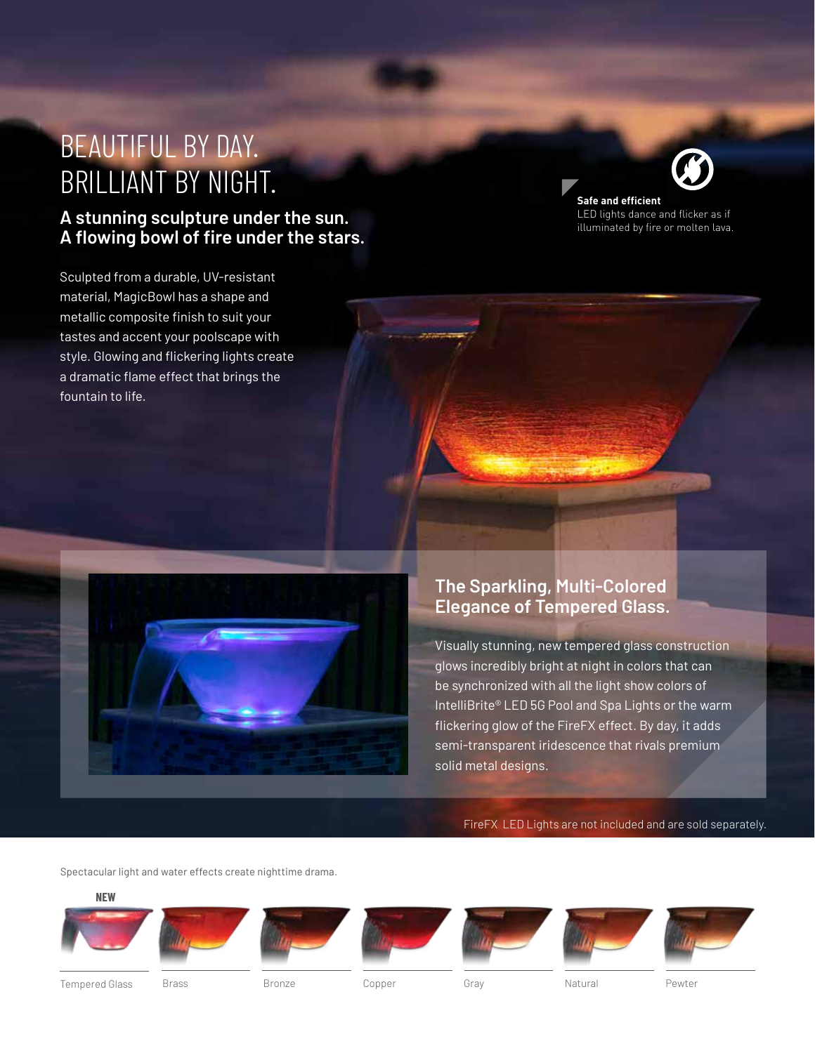# BEAUTIFUL BY DAY.
# BRILLIANT BY NIGHT.

## A stunning sculpture under the sun. A flowing bowl of fire under the stars.

Sculpted from a durable, UV-resistant material, MagicBowl has a shape and metallic composite finish to suit your tastes and accent your poolscape with style. Glowing and flickering lights create a dramatic flame effect that brings the fountain to life.

**Safe and efficient**
LED lights dance and flicker as if illuminated by fire or molten lava.

## The Sparkling, Multi-Colored Elegance of Tempered Glass.

Visually stunning, new tempered glass construction glows incredibly bright at night in colors that can be synchronized with all the light show colors of IntelliBrite® LED 5G Pool and Spa Lights or the warm flickering glow of the FireFX effect. By day, it adds semi-transparent iridescence that rivals premium solid metal designs.

FireFX LED Lights are not included and are sold separately.

Spectacular light and water effects create nighttime drama.

**NEW**

Tempered Glass | Brass | Bronze | Copper | Gray | Natural | Pewter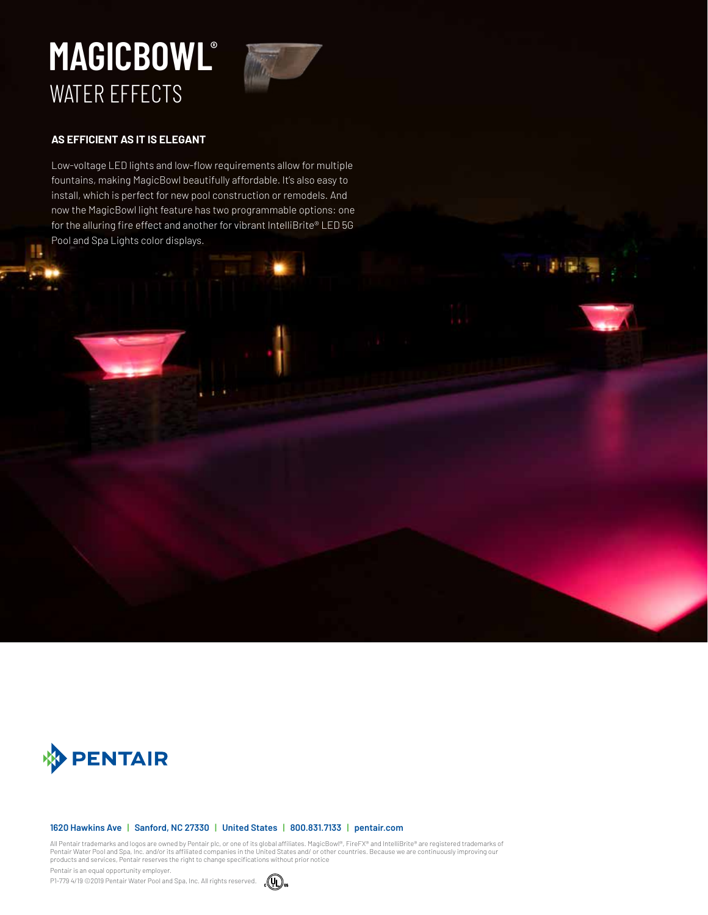# MAGICBOWL®

## WATER EFFECTS

**AS EFFICIENT AS IT IS ELEGANT**

Low-voltage LED lights and low-flow requirements allow for multiple fountains, making MagicBowl beautifully affordable. It's also easy to install, which is perfect for new pool construction or remodels. And now the MagicBowl light feature has two programmable options: one for the alluring fire effect and another for vibrant IntelliBrite® LED 5G Pool and Spa Lights color displays.

PENTAIR

**1620 Hawkins Ave | Sanford, NC 27330 | United States | 800.831.7133 | pentair.com**

All Pentair trademarks and logos are owned by Pentair plc, or one of its global affiliates. MagicBowl®, FireFX® and IntelliBrite® are registered trademarks of Pentair Water Pool and Spa, Inc. and/or its affiliated companies in the United States and/ or other countries. Because we are continuously improving our products and services, Pentair reserves the right to change specifications without prior notice

Pentair is an equal opportunity employer.

P1-779 4/19 ©2019 Pentair Water Pool and Spa, Inc. All rights reserved.